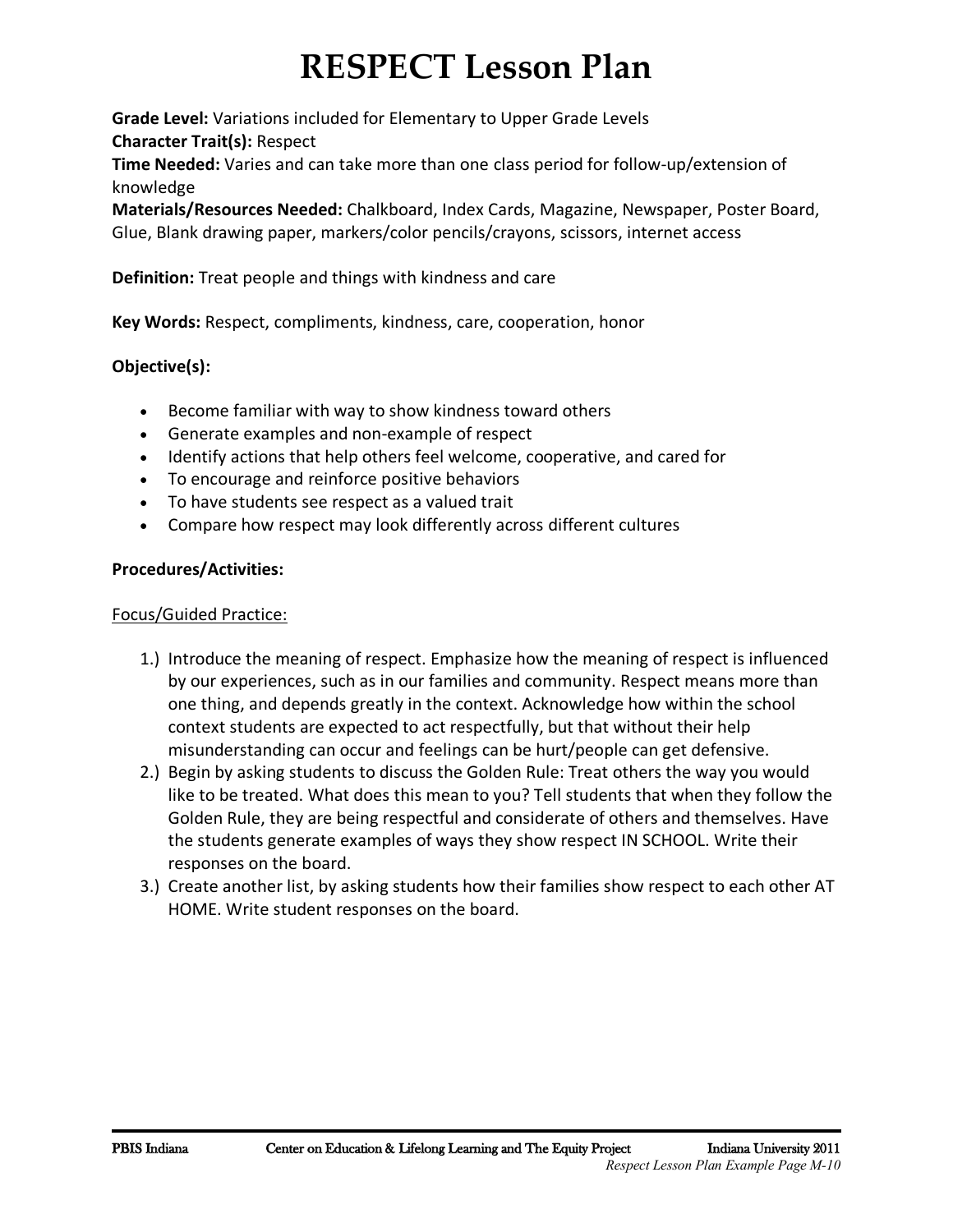# RESPECT Lesson Plan

**Grade Level:** Variations included for Elementary to Upper Grade Levels
**Character Trait(s):** Respect
**Time Needed:** Varies and can take more than one class period for follow-up/extension of knowledge
**Materials/Resources Needed:** Chalkboard, Index Cards, Magazine, Newspaper, Poster Board, Glue, Blank drawing paper, markers/color pencils/crayons, scissors, internet access

**Definition:** Treat people and things with kindness and care

**Key Words:** Respect, compliments, kindness, care, cooperation, honor

**Objective(s):**

- Become familiar with way to show kindness toward others
- Generate examples and non-example of respect
- Identify actions that help others feel welcome, cooperative, and cared for
- To encourage and reinforce positive behaviors
- To have students see respect as a valued trait
- Compare how respect may look differently across different cultures

**Procedures/Activities:**

Focus/Guided Practice:

1.) Introduce the meaning of respect. Emphasize how the meaning of respect is influenced by our experiences, such as in our families and community. Respect means more than one thing, and depends greatly in the context. Acknowledge how within the school context students are expected to act respectfully, but that without their help misunderstanding can occur and feelings can be hurt/people can get defensive.
2.) Begin by asking students to discuss the Golden Rule: Treat others the way you would like to be treated. What does this mean to you? Tell students that when they follow the Golden Rule, they are being respectful and considerate of others and themselves. Have the students generate examples of ways they show respect IN SCHOOL. Write their responses on the board.
3.) Create another list, by asking students how their families show respect to each other AT HOME. Write student responses on the board.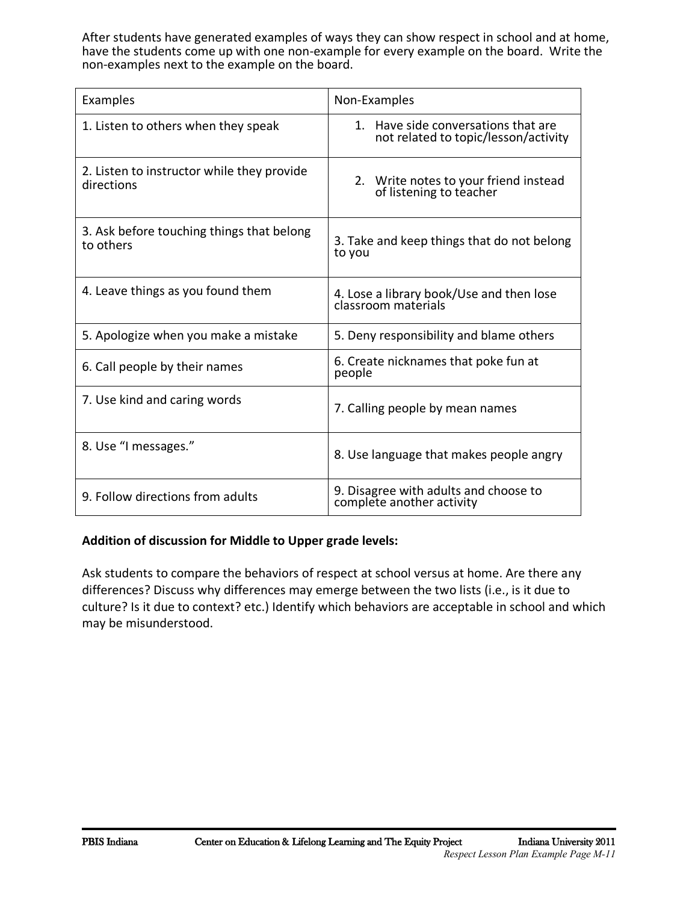After students have generated examples of ways they can show respect in school and at home, have the students come up with one non-example for every example on the board. Write the non-examples next to the example on the board.

| Examples | Non-Examples |
| --- | --- |
| 1. Listen to others when they speak | 1. Have side conversations that are not related to topic/lesson/activity |
| 2. Listen to instructor while they provide directions | 2. Write notes to your friend instead of listening to teacher |
| 3. Ask before touching things that belong to others | 3. Take and keep things that do not belong to you |
| 4. Leave things as you found them | 4. Lose a library book/Use and then lose classroom materials |
| 5. Apologize when you make a mistake | 5. Deny responsibility and blame others |
| 6. Call people by their names | 6. Create nicknames that poke fun at people |
| 7. Use kind and caring words | 7. Calling people by mean names |
| 8. Use "I messages." | 8. Use language that makes people angry |
| 9. Follow directions from adults | 9. Disagree with adults and choose to complete another activity |

**Addition of discussion for Middle to Upper grade levels:**

Ask students to compare the behaviors of respect at school versus at home. Are there any differences? Discuss why differences may emerge between the two lists (i.e., is it due to culture? Is it due to context? etc.) Identify which behaviors are acceptable in school and which may be misunderstood.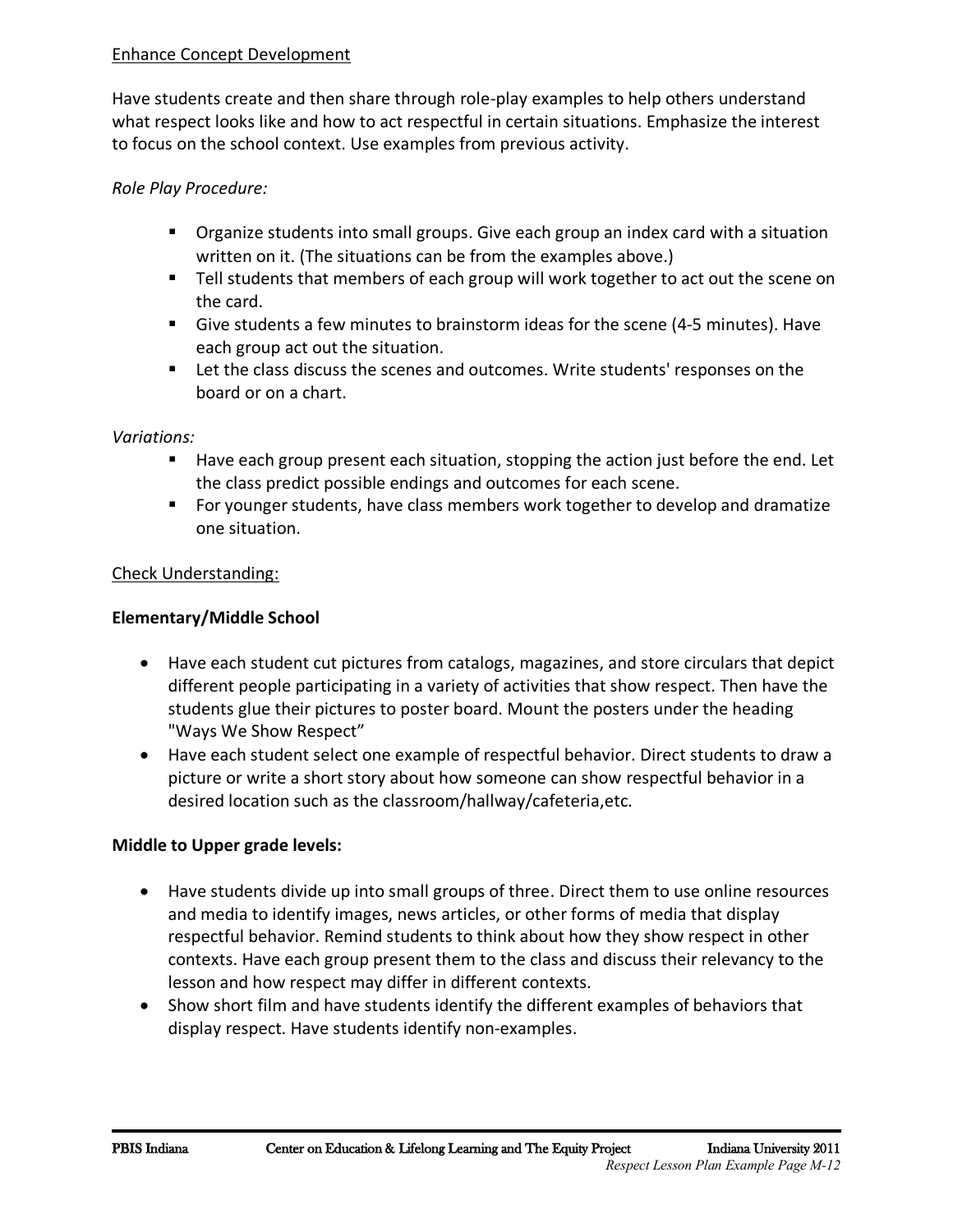Enhance Concept Development

Have students create and then share through role-play examples to help others understand what respect looks like and how to act respectful in certain situations. Emphasize the interest to focus on the school context. Use examples from previous activity.

*Role Play Procedure:*

- Organize students into small groups. Give each group an index card with a situation written on it. (The situations can be from the examples above.)
- Tell students that members of each group will work together to act out the scene on the card.
- Give students a few minutes to brainstorm ideas for the scene (4-5 minutes). Have each group act out the situation.
- Let the class discuss the scenes and outcomes. Write students' responses on the board or on a chart.

*Variations:*

- Have each group present each situation, stopping the action just before the end. Let the class predict possible endings and outcomes for each scene.
- For younger students, have class members work together to develop and dramatize one situation.

Check Understanding:

**Elementary/Middle School**

- Have each student cut pictures from catalogs, magazines, and store circulars that depict different people participating in a variety of activities that show respect. Then have the students glue their pictures to poster board. Mount the posters under the heading "Ways We Show Respect"
- Have each student select one example of respectful behavior. Direct students to draw a picture or write a short story about how someone can show respectful behavior in a desired location such as the classroom/hallway/cafeteria,etc.

**Middle to Upper grade levels:**

- Have students divide up into small groups of three. Direct them to use online resources and media to identify images, news articles, or other forms of media that display respectful behavior. Remind students to think about how they show respect in other contexts. Have each group present them to the class and discuss their relevancy to the lesson and how respect may differ in different contexts.
- Show short film and have students identify the different examples of behaviors that display respect. Have students identify non-examples.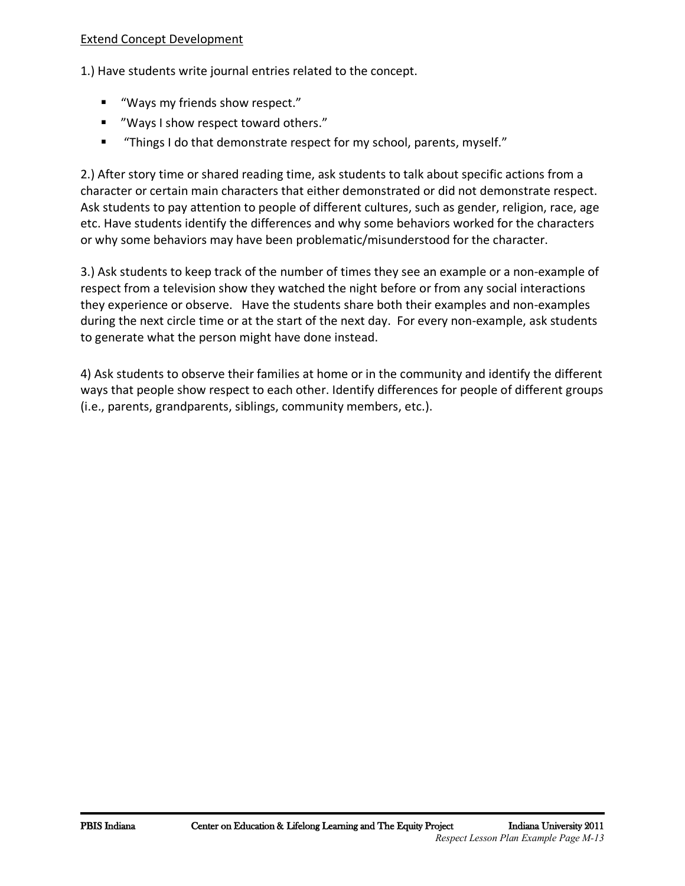Extend Concept Development

1.) Have students write journal entries related to the concept.

- "Ways my friends show respect."
- "Ways I show respect toward others."
- "Things I do that demonstrate respect for my school, parents, myself."

2.) After story time or shared reading time, ask students to talk about specific actions from a character or certain main characters that either demonstrated or did not demonstrate respect. Ask students to pay attention to people of different cultures, such as gender, religion, race, age etc. Have students identify the differences and why some behaviors worked for the characters or why some behaviors may have been problematic/misunderstood for the character.

3.) Ask students to keep track of the number of times they see an example or a non-example of respect from a television show they watched the night before or from any social interactions they experience or observe. Have the students share both their examples and non-examples during the next circle time or at the start of the next day. For every non-example, ask students to generate what the person might have done instead.

4) Ask students to observe their families at home or in the community and identify the different ways that people show respect to each other. Identify differences for people of different groups (i.e., parents, grandparents, siblings, community members, etc.).